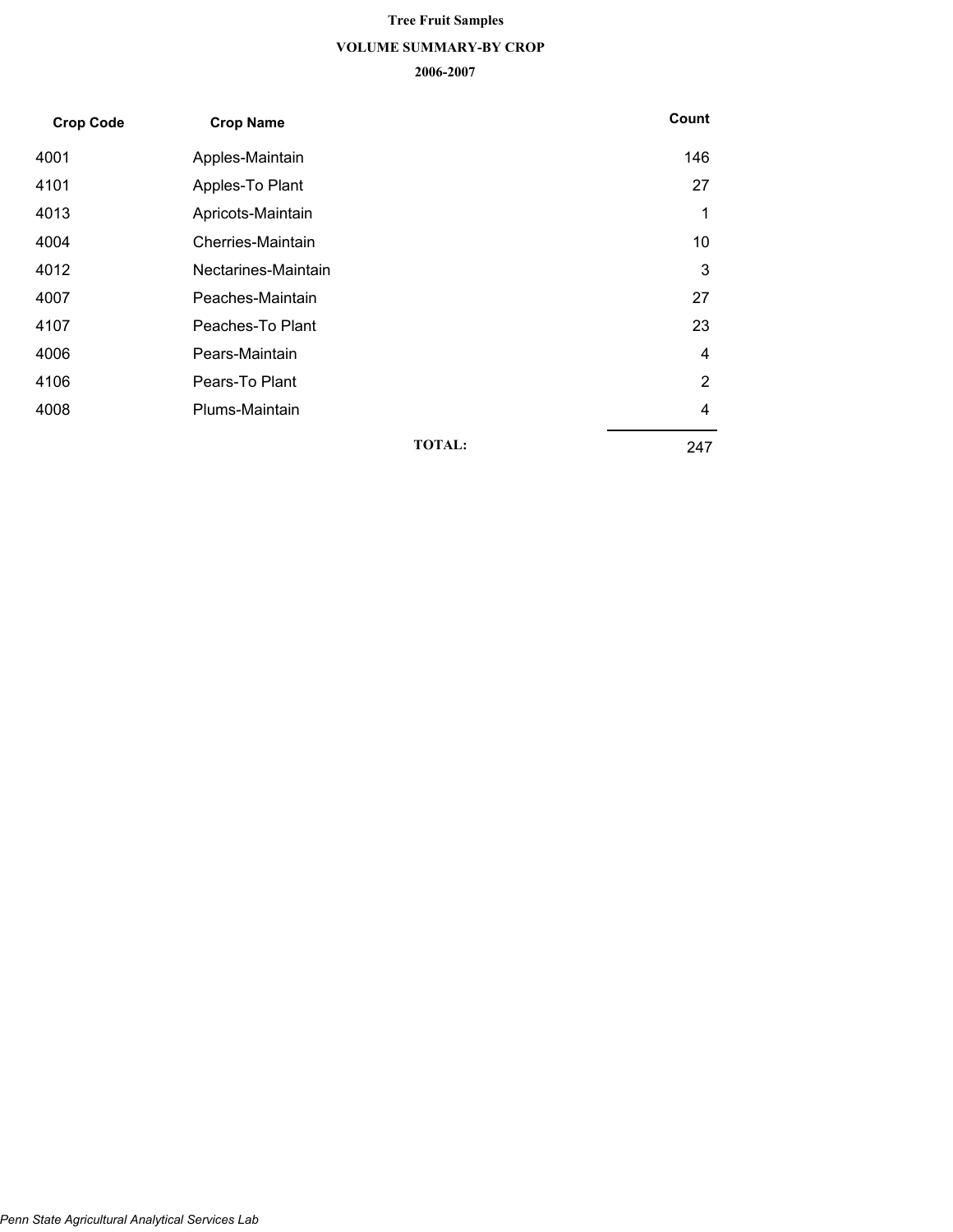# Tree Fruit Samples

## VOLUME SUMMARY-BY CROP

### 2006-2007

| Crop Code | Crop Name | Count |
|---|---|---|
| 4001 | Apples-Maintain | 146 |
| 4101 | Apples-To Plant | 27 |
| 4013 | Apricots-Maintain | 1 |
| 4004 | Cherries-Maintain | 10 |
| 4012 | Nectarines-Maintain | 3 |
| 4007 | Peaches-Maintain | 27 |
| 4107 | Peaches-To Plant | 23 |
| 4006 | Pears-Maintain | 4 |
| 4106 | Pears-To Plant | 2 |
| 4008 | Plums-Maintain | 4 |
| | **TOTAL:** | 247 |

*Penn State Agricultural Analytical Services Lab*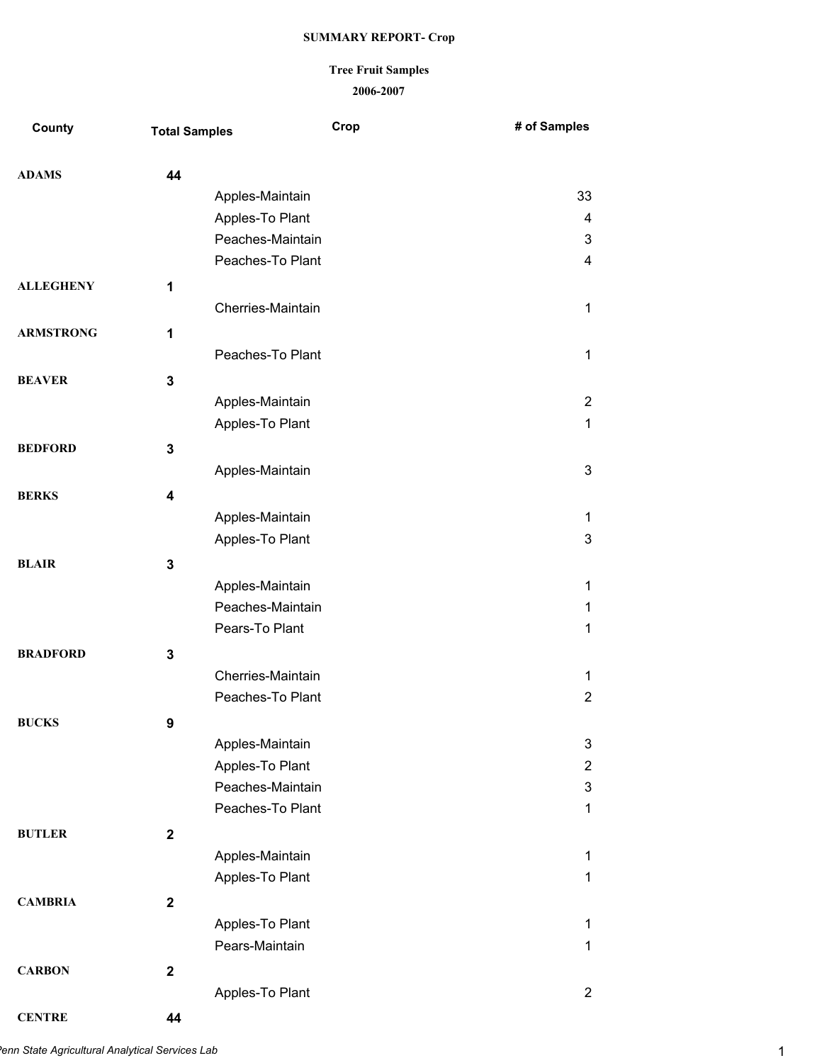**SUMMARY REPORT- Crop**

**Tree Fruit Samples**

**2006-2007**

| County | Total Samples | Crop | # of Samples |
|---|---|---|---|
| **ADAMS** | **44** | | |
| | | Apples-Maintain | 33 |
| | | Apples-To Plant | 4 |
| | | Peaches-Maintain | 3 |
| | | Peaches-To Plant | 4 |
| **ALLEGHENY** | **1** | | |
| | | Cherries-Maintain | 1 |
| **ARMSTRONG** | **1** | | |
| | | Peaches-To Plant | 1 |
| **BEAVER** | **3** | | |
| | | Apples-Maintain | 2 |
| | | Apples-To Plant | 1 |
| **BEDFORD** | **3** | | |
| | | Apples-Maintain | 3 |
| **BERKS** | **4** | | |
| | | Apples-Maintain | 1 |
| | | Apples-To Plant | 3 |
| **BLAIR** | **3** | | |
| | | Apples-Maintain | 1 |
| | | Peaches-Maintain | 1 |
| | | Pears-To Plant | 1 |
| **BRADFORD** | **3** | | |
| | | Cherries-Maintain | 1 |
| | | Peaches-To Plant | 2 |
| **BUCKS** | **9** | | |
| | | Apples-Maintain | 3 |
| | | Apples-To Plant | 2 |
| | | Peaches-Maintain | 3 |
| | | Peaches-To Plant | 1 |
| **BUTLER** | **2** | | |
| | | Apples-Maintain | 1 |
| | | Apples-To Plant | 1 |
| **CAMBRIA** | **2** | | |
| | | Apples-To Plant | 1 |
| | | Pears-Maintain | 1 |
| **CARBON** | **2** | | |
| | | Apples-To Plant | 2 |
| **CENTRE** | **44** | | |

*Penn State Agricultural Analytical Services Lab*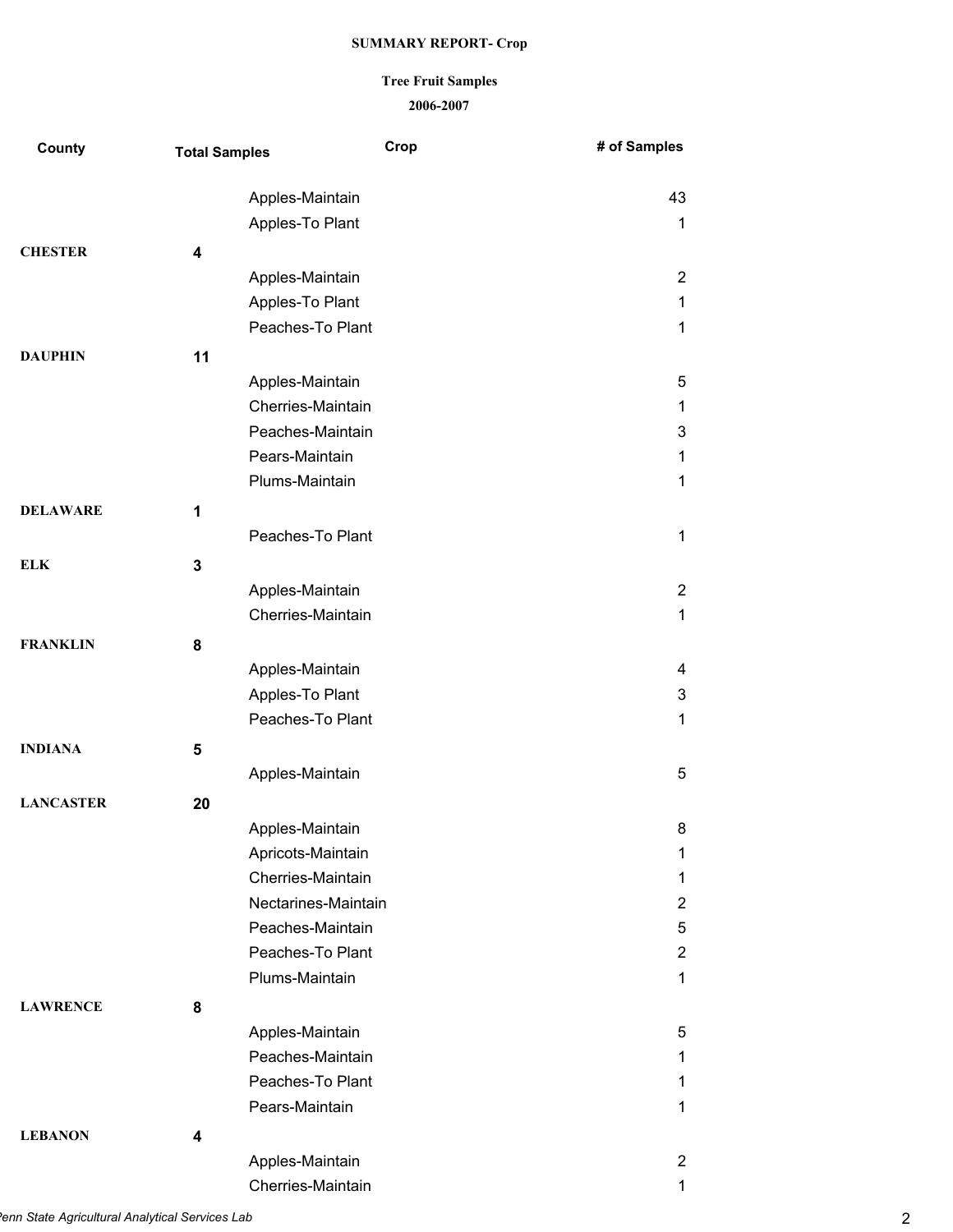**SUMMARY REPORT- Crop**

**Tree Fruit Samples**

**2006-2007**

| County | Total Samples | Crop | # of Samples |
|---|---|---|---|
| | | Apples-Maintain | 43 |
| | | Apples-To Plant | 1 |
| **CHESTER** | **4** | | |
| | | Apples-Maintain | 2 |
| | | Apples-To Plant | 1 |
| | | Peaches-To Plant | 1 |
| **DAUPHIN** | **11** | | |
| | | Apples-Maintain | 5 |
| | | Cherries-Maintain | 1 |
| | | Peaches-Maintain | 3 |
| | | Pears-Maintain | 1 |
| | | Plums-Maintain | 1 |
| **DELAWARE** | **1** | | |
| | | Peaches-To Plant | 1 |
| **ELK** | **3** | | |
| | | Apples-Maintain | 2 |
| | | Cherries-Maintain | 1 |
| **FRANKLIN** | **8** | | |
| | | Apples-Maintain | 4 |
| | | Apples-To Plant | 3 |
| | | Peaches-To Plant | 1 |
| **INDIANA** | **5** | | |
| | | Apples-Maintain | 5 |
| **LANCASTER** | **20** | | |
| | | Apples-Maintain | 8 |
| | | Apricots-Maintain | 1 |
| | | Cherries-Maintain | 1 |
| | | Nectarines-Maintain | 2 |
| | | Peaches-Maintain | 5 |
| | | Peaches-To Plant | 2 |
| | | Plums-Maintain | 1 |
| **LAWRENCE** | **8** | | |
| | | Apples-Maintain | 5 |
| | | Peaches-Maintain | 1 |
| | | Peaches-To Plant | 1 |
| | | Pears-Maintain | 1 |
| **LEBANON** | **4** | | |
| | | Apples-Maintain | 2 |
| | | Cherries-Maintain | 1 |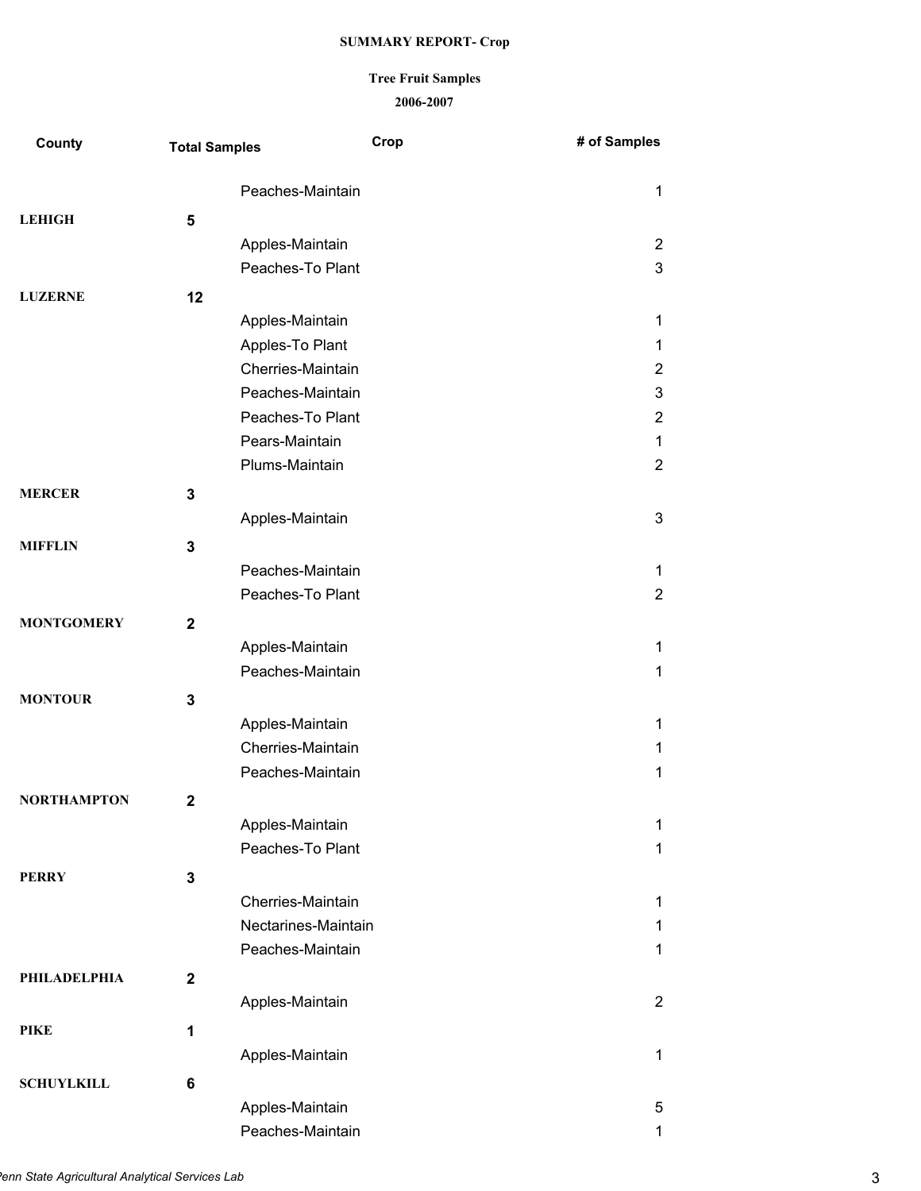**SUMMARY REPORT- Crop**

**Tree Fruit Samples**

**2006-2007**

| County | Total Samples | Crop | # of Samples |
|---|---|---|---|
| | | Peaches-Maintain | 1 |
| **LEHIGH** | **5** | | |
| | | Apples-Maintain | 2 |
| | | Peaches-To Plant | 3 |
| **LUZERNE** | **12** | | |
| | | Apples-Maintain | 1 |
| | | Apples-To Plant | 1 |
| | | Cherries-Maintain | 2 |
| | | Peaches-Maintain | 3 |
| | | Peaches-To Plant | 2 |
| | | Pears-Maintain | 1 |
| | | Plums-Maintain | 2 |
| **MERCER** | **3** | | |
| | | Apples-Maintain | 3 |
| **MIFFLIN** | **3** | | |
| | | Peaches-Maintain | 1 |
| | | Peaches-To Plant | 2 |
| **MONTGOMERY** | **2** | | |
| | | Apples-Maintain | 1 |
| | | Peaches-Maintain | 1 |
| **MONTOUR** | **3** | | |
| | | Apples-Maintain | 1 |
| | | Cherries-Maintain | 1 |
| | | Peaches-Maintain | 1 |
| **NORTHAMPTON** | **2** | | |
| | | Apples-Maintain | 1 |
| | | Peaches-To Plant | 1 |
| **PERRY** | **3** | | |
| | | Cherries-Maintain | 1 |
| | | Nectarines-Maintain | 1 |
| | | Peaches-Maintain | 1 |
| **PHILADELPHIA** | **2** | | |
| | | Apples-Maintain | 2 |
| **PIKE** | **1** | | |
| | | Apples-Maintain | 1 |
| **SCHUYLKILL** | **6** | | |
| | | Apples-Maintain | 5 |
| | | Peaches-Maintain | 1 |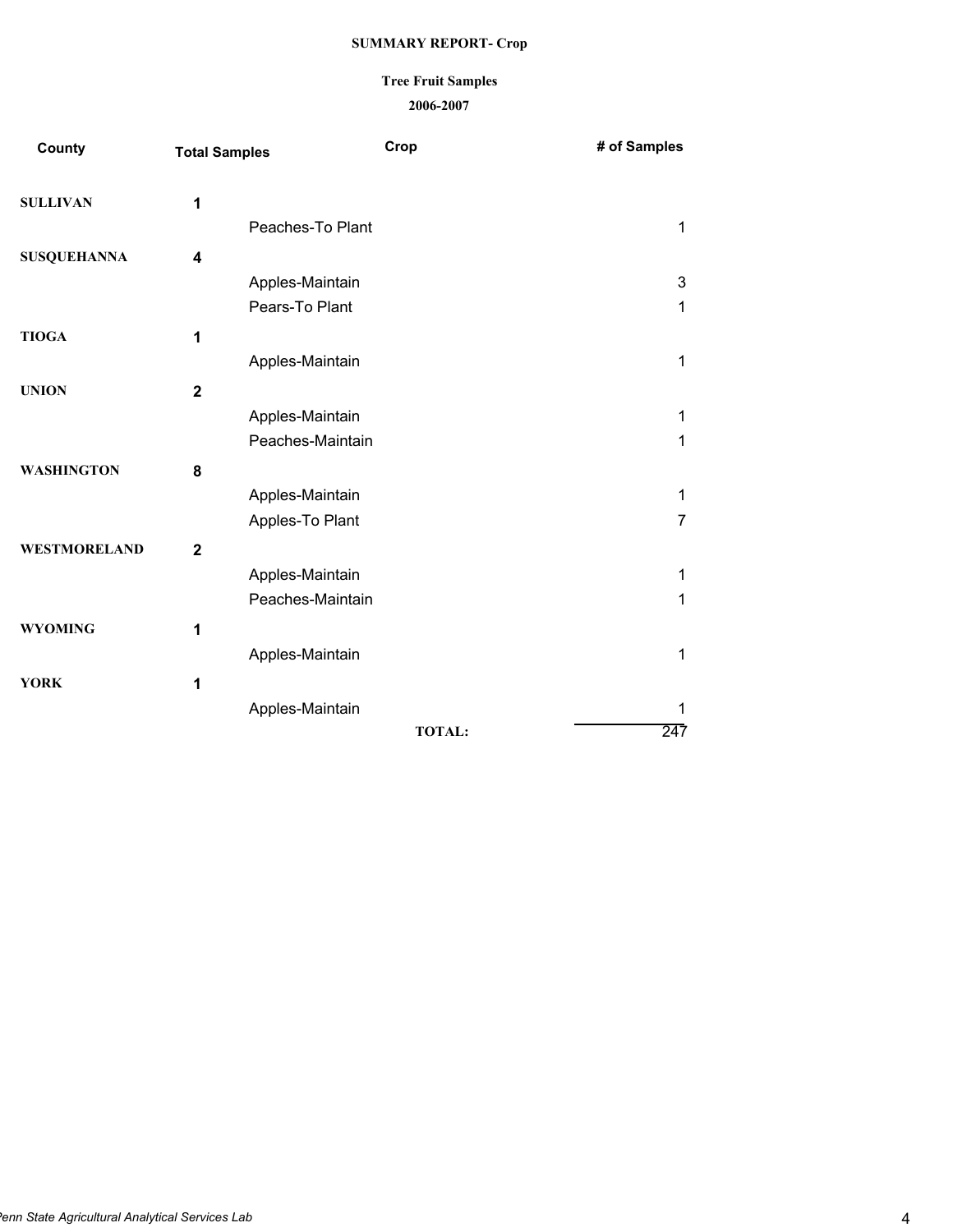**SUMMARY REPORT- Crop**

**Tree Fruit Samples**

**2006-2007**

| County | Total Samples | Crop | # of Samples |
|---|---|---|---|
| **SULLIVAN** | **1** | | |
| | | Peaches-To Plant | 1 |
| **SUSQUEHANNA** | **4** | | |
| | | Apples-Maintain | 3 |
| | | Pears-To Plant | 1 |
| **TIOGA** | **1** | | |
| | | Apples-Maintain | 1 |
| **UNION** | **2** | | |
| | | Apples-Maintain | 1 |
| | | Peaches-Maintain | 1 |
| **WASHINGTON** | **8** | | |
| | | Apples-Maintain | 1 |
| | | Apples-To Plant | 7 |
| **WESTMORELAND** | **2** | | |
| | | Apples-Maintain | 1 |
| | | Peaches-Maintain | 1 |
| **WYOMING** | **1** | | |
| | | Apples-Maintain | 1 |
| **YORK** | **1** | | |
| | | Apples-Maintain | 1 |
| | | **TOTAL:** | 247 |

*Penn State Agricultural Analytical Services Lab*